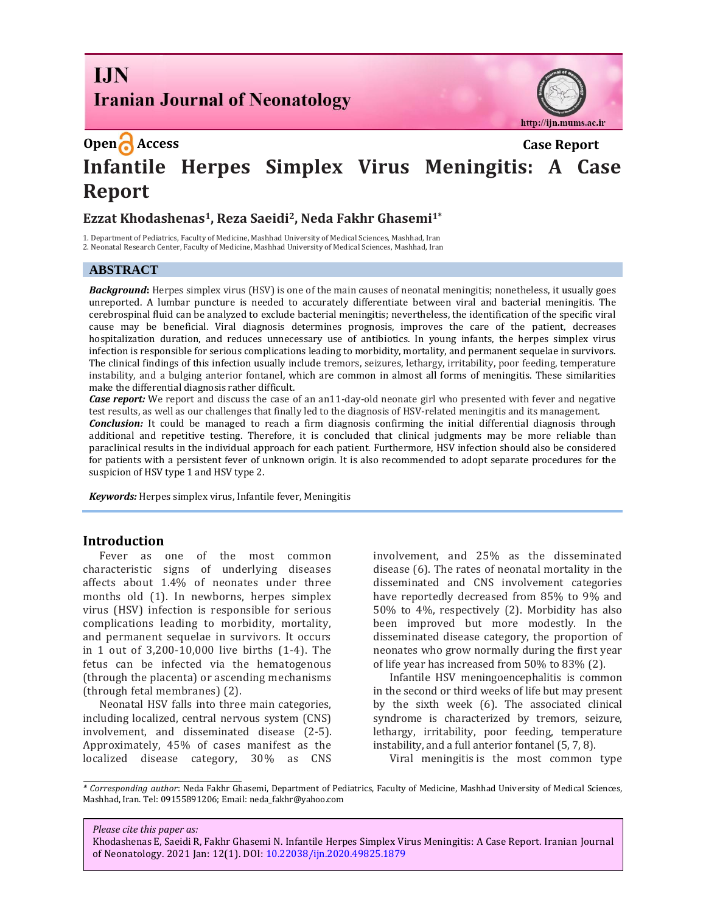IJN
Iranian Journal of Neonatology

http://ijn.mums.ac.ir

**Open Access** **Case Report**

# Infantile Herpes Simplex Virus Meningitis: A Case Report

**Ezzat Khodashenas[1], Reza Saeidi[2], Neda Fakhr Ghasemi[1*]**

1. Department of Pediatrics, Faculty of Medicine, Mashhad University of Medical Sciences, Mashhad, Iran
2. Neonatal Research Center, Faculty of Medicine, Mashhad University of Medical Sciences, Mashhad, Iran

## ABSTRACT

***Background*:** Herpes simplex virus (HSV) is one of the main causes of neonatal meningitis; nonetheless, it usually goes unreported. A lumbar puncture is needed to accurately differentiate between viral and bacterial meningitis. The cerebrospinal fluid can be analyzed to exclude bacterial meningitis; nevertheless, the identification of the specific viral cause may be beneficial. Viral diagnosis determines prognosis, improves the care of the patient, decreases hospitalization duration, and reduces unnecessary use of antibiotics. In young infants, the herpes simplex virus infection is responsible for serious complications leading to morbidity, mortality, and permanent sequelae in survivors. The clinical findings of this infection usually include tremors, seizures, lethargy, irritability, poor feeding, temperature instability, and a bulging anterior fontanel, which are common in almost all forms of meningitis. These similarities make the differential diagnosis rather difficult.

***Case report:*** We report and discuss the case of an an11-day-old neonate girl who presented with fever and negative test results, as well as our challenges that finally led to the diagnosis of HSV-related meningitis and its management.

***Conclusion:*** It could be managed to reach a firm diagnosis confirming the initial differential diagnosis through additional and repetitive testing. Therefore, it is concluded that clinical judgments may be more reliable than paraclinical results in the individual approach for each patient. Furthermore, HSV infection should also be considered for patients with a persistent fever of unknown origin. It is also recommended to adopt separate procedures for the suspicion of HSV type 1 and HSV type 2.

***Keywords:*** Herpes simplex virus, Infantile fever, Meningitis

## Introduction

Fever as one of the most common characteristic signs of underlying diseases affects about 1.4% of neonates under three months old (1). In newborns, herpes simplex virus (HSV) infection is responsible for serious complications leading to morbidity, mortality, and permanent sequelae in survivors. It occurs in 1 out of 3,200-10,000 live births (1-4). The fetus can be infected via the hematogenous (through the placenta) or ascending mechanisms (through fetal membranes) (2).

Neonatal HSV falls into three main categories, including localized, central nervous system (CNS) involvement, and disseminated disease (2-5). Approximately, 45% of cases manifest as the localized disease category, 30% as CNS involvement, and 25% as the disseminated disease (6). The rates of neonatal mortality in the disseminated and CNS involvement categories have reportedly decreased from 85% to 9% and 50% to 4%, respectively (2). Morbidity has also been improved but more modestly. In the disseminated disease category, the proportion of neonates who grow normally during the first year of life year has increased from 50% to 83% (2).

Infantile HSV meningoencephalitis is common in the second or third weeks of life but may present by the sixth week (6). The associated clinical syndrome is characterized by tremors, seizure, lethargy, irritability, poor feeding, temperature instability, and a full anterior fontanel (5, 7, 8).

Viral meningitis is the most common type

---

*\* Corresponding author*: Neda Fakhr Ghasemi, Department of Pediatrics, Faculty of Medicine, Mashhad University of Medical Sciences, Mashhad, Iran. Tel: 09155891206; Email: neda_fakhr@yahoo.com

*Please cite this paper as:*
Khodashenas E, Saeidi R, Fakhr Ghasemi N. Infantile Herpes Simplex Virus Meningitis: A Case Report. Iranian Journal of Neonatology. 2021 Jan: 12(1). DOI: 10.22038/ijn.2020.49825.1879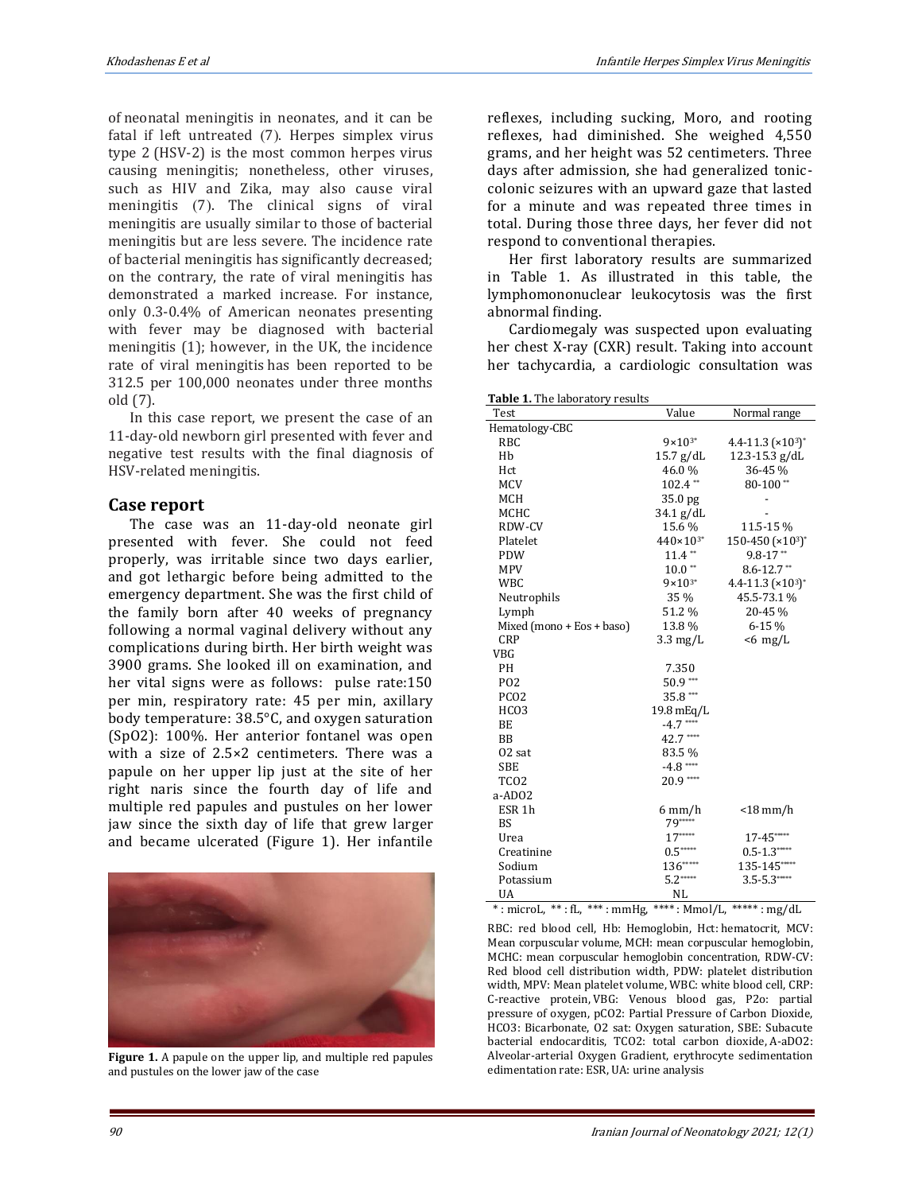of neonatal meningitis in neonates, and it can be fatal if left untreated (7). Herpes simplex virus type 2 (HSV-2) is the most common herpes virus causing meningitis; nonetheless, other viruses, such as HIV and Zika, may also cause viral meningitis (7). The clinical signs of viral meningitis are usually similar to those of bacterial meningitis but are less severe. The incidence rate of bacterial meningitis has significantly decreased; on the contrary, the rate of viral meningitis has demonstrated a marked increase. For instance, only 0.3-0.4% of American neonates presenting with fever may be diagnosed with bacterial meningitis (1); however, in the UK, the incidence rate of viral meningitis has been reported to be 312.5 per 100,000 neonates under three months old (7).

In this case report, we present the case of an 11-day-old newborn girl presented with fever and negative test results with the final diagnosis of HSV-related meningitis.

## Case report

The case was an 11-day-old neonate girl presented with fever. She could not feed properly, was irritable since two days earlier, and got lethargic before being admitted to the emergency department. She was the first child of the family born after 40 weeks of pregnancy following a normal vaginal delivery without any complications during birth. Her birth weight was 3900 grams. She looked ill on examination, and her vital signs were as follows: pulse rate:150 per min, respiratory rate: 45 per min, axillary body temperature: 38.5°C, and oxygen saturation (SpO2): 100%. Her anterior fontanel was open with a size of 2.5×2 centimeters. There was a papule on her upper lip just at the site of her right naris since the fourth day of life and multiple red papules and pustules on her lower jaw since the sixth day of life that grew larger and became ulcerated (Figure 1). Her infantile reflexes, including sucking, Moro, and rooting reflexes, had diminished. She weighed 4,550 grams, and her height was 52 centimeters. Three days after admission, she had generalized tonic-colonic seizures with an upward gaze that lasted for a minute and was repeated three times in total. During those three days, her fever did not respond to conventional therapies.

**Figure 1.** A papule on the upper lip, and multiple red papules and pustules on the lower jaw of the case

Her first laboratory results are summarized in Table 1. As illustrated in this table, the lymphomononuclear leukocytosis was the first abnormal finding.

Cardiomegaly was suspected upon evaluating her chest X-ray (CXR) result. Taking into account her tachycardia, a cardiologic consultation was

**Table 1.** The laboratory results

| Test | Value | Normal range |
|---|---|---|
| Hematology-CBC | | |
| RBC | 9×10³* | 4.4-11.3 (×10³)* |
| Hb | 15.7 g/dL | 12.3-15.3 g/dL |
| Hct | 46.0 % | 36-45 % |
| MCV | 102.4 ** | 80-100 ** |
| MCH | 35.0 pg | - |
| MCHC | 34.1 g/dL | - |
| RDW-CV | 15.6 % | 11.5-15 % |
| Platelet | 440×10³* | 150-450 (×10³)* |
| PDW | 11.4 ** | 9.8-17 ** |
| MPV | 10.0 ** | 8.6-12.7 ** |
| WBC | 9×10³* | 4.4-11.3 (×10³)* |
| Neutrophils | 35 % | 45.5-73.1 % |
| Lymph | 51.2 % | 20-45 % |
| Mixed (mono + Eos + baso) | 13.8 % | 6-15 % |
| CRP | 3.3 mg/L | <6 mg/L |
| VBG | | |
| PH | 7.350 | |
| PO2 | 50.9 *** | |
| PCO2 | 35.8 *** | |
| HCO3 | 19.8 mEq/L | |
| BE | -4.7 **** | |
| BB | 42.7 **** | |
| O2 sat | 83.5 % | |
| SBE | -4.8 **** | |
| TCO2 | 20.9 **** | |
| a-ADO2 | | |
| ESR 1h | 6 mm/h | <18 mm/h |
| BS | 79***** | |
| Urea | 17***** | 17-45***** |
| Creatinine | 0.5***** | 0.5-1.3***** |
| Sodium | 136***** | 135-145***** |
| Potassium | 5.2***** | 3.5-5.3***** |
| UA | NL | |

* : microL, ** : fL, *** : mmHg, **** : Mmol/L, ***** : mg/dL

RBC: red blood cell, Hb: Hemoglobin, Hct: hematocrit, MCV: Mean corpuscular volume, MCH: mean corpuscular hemoglobin, MCHC: mean corpuscular hemoglobin concentration, RDW-CV: Red blood cell distribution width, PDW: platelet distribution width, MPV: Mean platelet volume, WBC: white blood cell, CRP: C-reactive protein, VBG: Venous blood gas, P2o: partial pressure of oxygen, pCO2: Partial Pressure of Carbon Dioxide, HCO3: Bicarbonate, O2 sat: Oxygen saturation, SBE: Subacute bacterial endocarditis, TCO2: total carbon dioxide, A-aDO2: Alveolar-arterial Oxygen Gradient, erythrocyte sedimentation edimentation rate: ESR, UA: urine analysis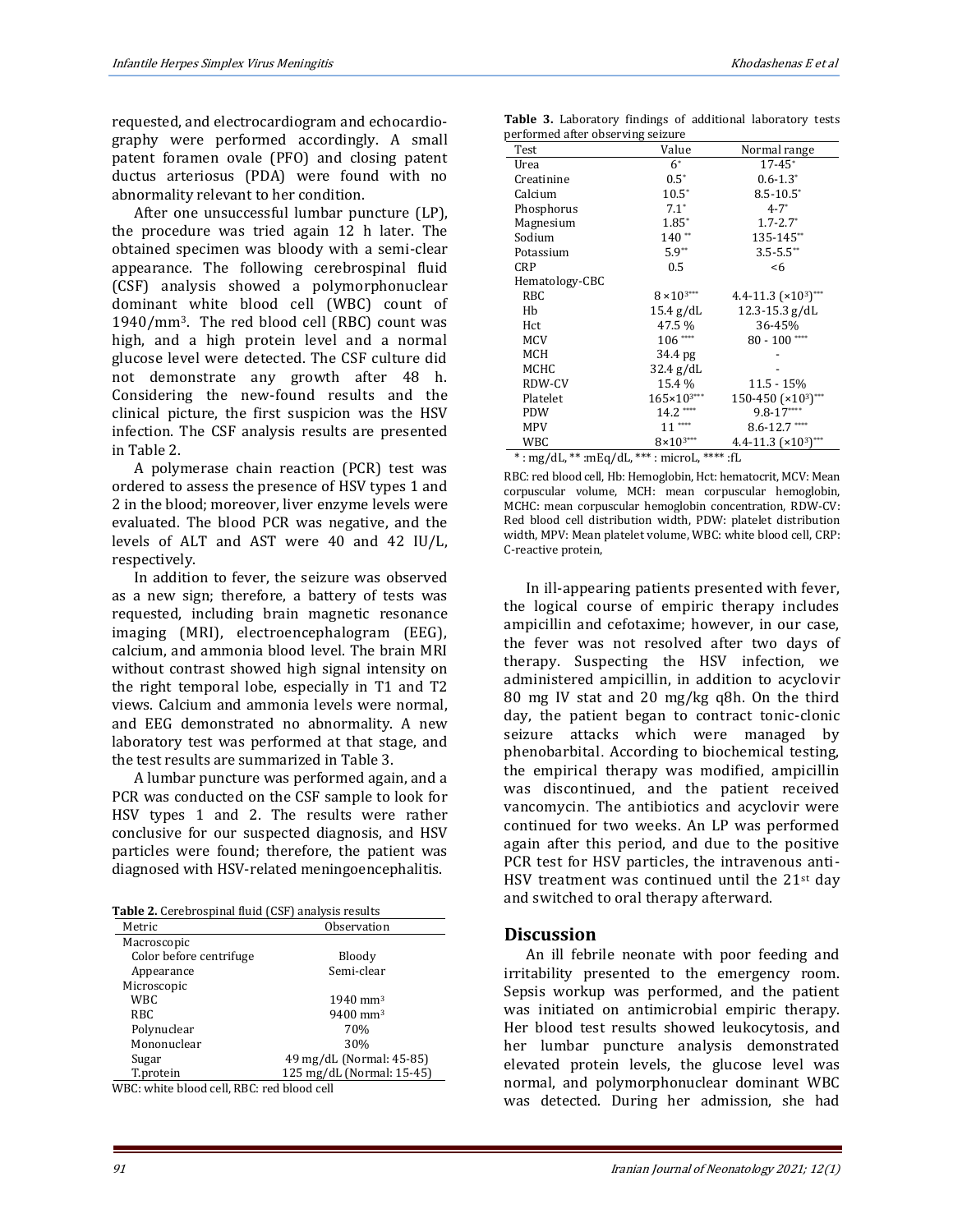requested, and electrocardiogram and echocardiography were performed accordingly. A small patent foramen ovale (PFO) and closing patent ductus arteriosus (PDA) were found with no abnormality relevant to her condition.

After one unsuccessful lumbar puncture (LP), the procedure was tried again 12 h later. The obtained specimen was bloody with a semi-clear appearance. The following cerebrospinal fluid (CSF) analysis showed a polymorphonuclear dominant white blood cell (WBC) count of 1940/mm$^3$. The red blood cell (RBC) count was high, and a high protein level and a normal glucose level were detected. The CSF culture did not demonstrate any growth after 48 h. Considering the new-found results and the clinical picture, the first suspicion was the HSV infection. The CSF analysis results are presented in Table 2.

A polymerase chain reaction (PCR) test was ordered to assess the presence of HSV types 1 and 2 in the blood; moreover, liver enzyme levels were evaluated. The blood PCR was negative, and the levels of ALT and AST were 40 and 42 IU/L, respectively.

In addition to fever, the seizure was observed as a new sign; therefore, a battery of tests was requested, including brain magnetic resonance imaging (MRI), electroencephalogram (EEG), calcium, and ammonia blood level. The brain MRI without contrast showed high signal intensity on the right temporal lobe, especially in T1 and T2 views. Calcium and ammonia levels were normal, and EEG demonstrated no abnormality. A new laboratory test was performed at that stage, and the test results are summarized in Table 3.

A lumbar puncture was performed again, and a PCR was conducted on the CSF sample to look for HSV types 1 and 2. The results were rather conclusive for our suspected diagnosis, and HSV particles were found; therefore, the patient was diagnosed with HSV-related meningoencephalitis.

**Table 2.** Cerebrospinal fluid (CSF) analysis results

| Metric | Observation |
|---|---|
| Macroscopic | |
| Color before centrifuge | Bloody |
| Appearance | Semi-clear |
| Microscopic | |
| WBC | 1940 mm$^3$ |
| RBC | 9400 mm$^3$ |
| Polynuclear | 70% |
| Mononuclear | 30% |
| Sugar | 49 mg/dL (Normal: 45-85) |
| T.protein | 125 mg/dL (Normal: 15-45) |

WBC: white blood cell, RBC: red blood cell

**Table 3.** Laboratory findings of additional laboratory tests performed after observing seizure

| Test | Value | Normal range |
|---|---|---|
| Urea | 6* | 17-45* |
| Creatinine | 0.5* | 0.6-1.3* |
| Calcium | 10.5* | 8.5-10.5* |
| Phosphorus | 7.1* | 4-7* |
| Magnesium | 1.85* | 1.7-2.7* |
| Sodium | 140 ** | 135-145** |
| Potassium | 5.9** | 3.5-5.5** |
| CRP | 0.5 | <6 |
| Hematology-CBC | | |
| RBC | $8\times10^{3}$*** | 4.4-11.3 ($\times10^3$)*** |
| Hb | 15.4 g/dL | 12.3-15.3 g/dL |
| Hct | 47.5 % | 36-45% |
| MCV | 106 **** | 80 - 100 **** |
| MCH | 34.4 pg | - |
| MCHC | 32.4 g/dL | - |
| RDW-CV | 15.4 % | 11.5 - 15% |
| Platelet | $165\times10^{3}$*** | 150-450 ($\times10^3$)*** |
| PDW | 14.2 **** | 9.8-17**** |
| MPV | 11 **** | 8.6-12.7 **** |
| WBC | $8\times10^{3}$*** | 4.4-11.3 ($\times10^3$)*** |

* : mg/dL, ** :mEq/dL, *** : microL, **** :fL

RBC: red blood cell, Hb: Hemoglobin, Hct: hematocrit, MCV: Mean corpuscular volume, MCH: mean corpuscular hemoglobin, MCHC: mean corpuscular hemoglobin concentration, RDW-CV: Red blood cell distribution width, PDW: platelet distribution width, MPV: Mean platelet volume, WBC: white blood cell, CRP: C-reactive protein,

In ill-appearing patients presented with fever, the logical course of empiric therapy includes ampicillin and cefotaxime; however, in our case, the fever was not resolved after two days of therapy. Suspecting the HSV infection, we administered ampicillin, in addition to acyclovir 80 mg IV stat and 20 mg/kg q8h. On the third day, the patient began to contract tonic-clonic seizure attacks which were managed by phenobarbital. According to biochemical testing, the empirical therapy was modified, ampicillin was discontinued, and the patient received vancomycin. The antibiotics and acyclovir were continued for two weeks. An LP was performed again after this period, and due to the positive PCR test for HSV particles, the intravenous anti-HSV treatment was continued until the 21st day and switched to oral therapy afterward.

## Discussion

An ill febrile neonate with poor feeding and irritability presented to the emergency room. Sepsis workup was performed, and the patient was initiated on antimicrobial empiric therapy. Her blood test results showed leukocytosis, and her lumbar puncture analysis demonstrated elevated protein levels, the glucose level was normal, and polymorphonuclear dominant WBC was detected. During her admission, she had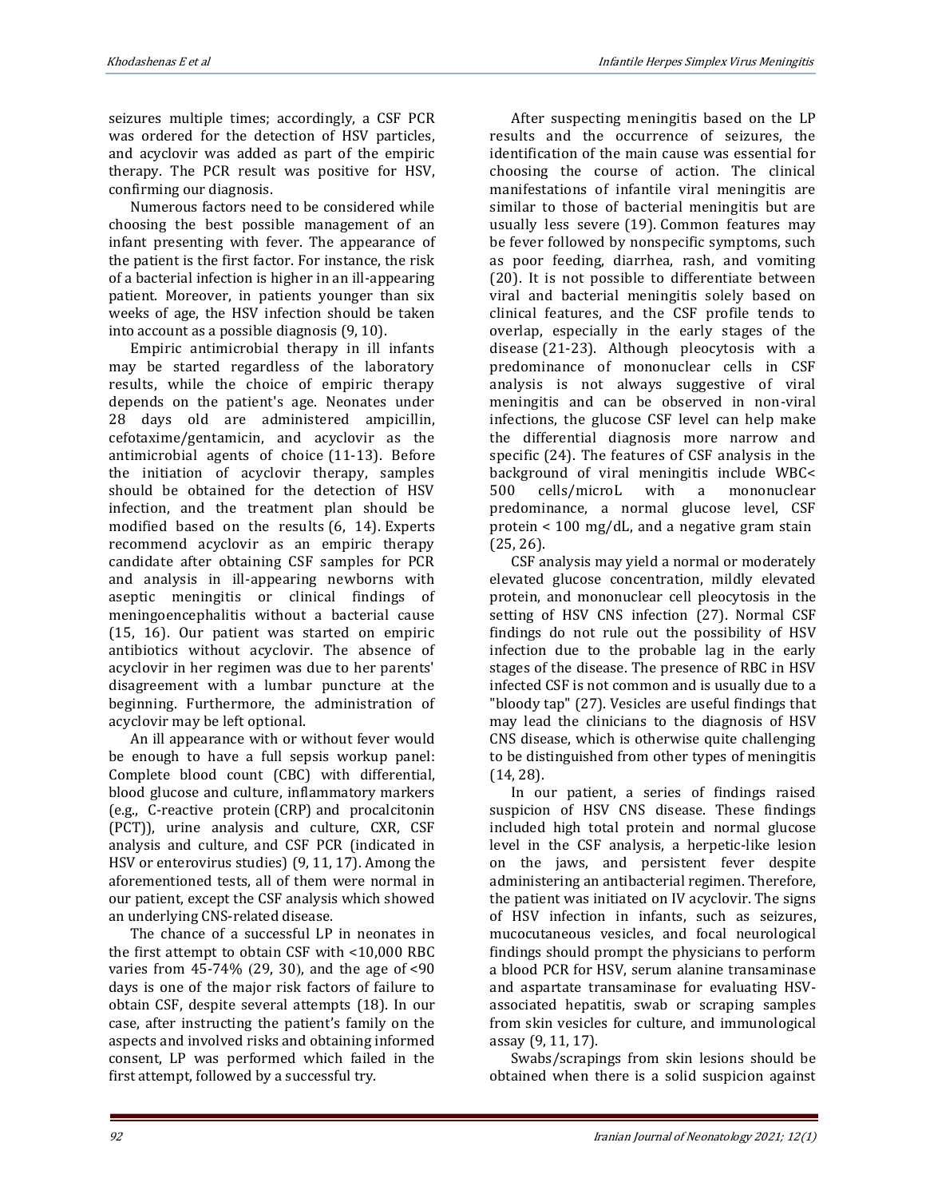seizures multiple times; accordingly, a CSF PCR was ordered for the detection of HSV particles, and acyclovir was added as part of the empiric therapy. The PCR result was positive for HSV, confirming our diagnosis.

Numerous factors need to be considered while choosing the best possible management of an infant presenting with fever. The appearance of the patient is the first factor. For instance, the risk of a bacterial infection is higher in an ill-appearing patient. Moreover, in patients younger than six weeks of age, the HSV infection should be taken into account as a possible diagnosis (9, 10).

Empiric antimicrobial therapy in ill infants may be started regardless of the laboratory results, while the choice of empiric therapy depends on the patient's age. Neonates under 28 days old are administered ampicillin, cefotaxime/gentamicin, and acyclovir as the antimicrobial agents of choice (11-13). Before the initiation of acyclovir therapy, samples should be obtained for the detection of HSV infection, and the treatment plan should be modified based on the results (6, 14). Experts recommend acyclovir as an empiric therapy candidate after obtaining CSF samples for PCR and analysis in ill-appearing newborns with aseptic meningitis or clinical findings of meningoencephalitis without a bacterial cause (15, 16). Our patient was started on empiric antibiotics without acyclovir. The absence of acyclovir in her regimen was due to her parents' disagreement with a lumbar puncture at the beginning. Furthermore, the administration of acyclovir may be left optional.

An ill appearance with or without fever would be enough to have a full sepsis workup panel: Complete blood count (CBC) with differential, blood glucose and culture, inflammatory markers (e.g., C-reactive protein (CRP) and procalcitonin (PCT)), urine analysis and culture, CXR, CSF analysis and culture, and CSF PCR (indicated in HSV or enterovirus studies) (9, 11, 17). Among the aforementioned tests, all of them were normal in our patient, except the CSF analysis which showed an underlying CNS-related disease.

The chance of a successful LP in neonates in the first attempt to obtain CSF with <10,000 RBC varies from 45-74% (29, 30), and the age of <90 days is one of the major risk factors of failure to obtain CSF, despite several attempts (18). In our case, after instructing the patient's family on the aspects and involved risks and obtaining informed consent, LP was performed which failed in the first attempt, followed by a successful try.

After suspecting meningitis based on the LP results and the occurrence of seizures, the identification of the main cause was essential for choosing the course of action. The clinical manifestations of infantile viral meningitis are similar to those of bacterial meningitis but are usually less severe (19). Common features may be fever followed by nonspecific symptoms, such as poor feeding, diarrhea, rash, and vomiting (20). It is not possible to differentiate between viral and bacterial meningitis solely based on clinical features, and the CSF profile tends to overlap, especially in the early stages of the disease (21-23). Although pleocytosis with a predominance of mononuclear cells in CSF analysis is not always suggestive of viral meningitis and can be observed in non-viral infections, the glucose CSF level can help make the differential diagnosis more narrow and specific (24). The features of CSF analysis in the background of viral meningitis include WBC< 500 cells/microL with a mononuclear predominance, a normal glucose level, CSF protein < 100 mg/dL, and a negative gram stain (25, 26).

CSF analysis may yield a normal or moderately elevated glucose concentration, mildly elevated protein, and mononuclear cell pleocytosis in the setting of HSV CNS infection (27). Normal CSF findings do not rule out the possibility of HSV infection due to the probable lag in the early stages of the disease. The presence of RBC in HSV infected CSF is not common and is usually due to a "bloody tap" (27). Vesicles are useful findings that may lead the clinicians to the diagnosis of HSV CNS disease, which is otherwise quite challenging to be distinguished from other types of meningitis (14, 28).

In our patient, a series of findings raised suspicion of HSV CNS disease. These findings included high total protein and normal glucose level in the CSF analysis, a herpetic-like lesion on the jaws, and persistent fever despite administering an antibacterial regimen. Therefore, the patient was initiated on IV acyclovir. The signs of HSV infection in infants, such as seizures, mucocutaneous vesicles, and focal neurological findings should prompt the physicians to perform a blood PCR for HSV, serum alanine transaminase and aspartate transaminase for evaluating HSV-associated hepatitis, swab or scraping samples from skin vesicles for culture, and immunological assay (9, 11, 17).

Swabs/scrapings from skin lesions should be obtained when there is a solid suspicion against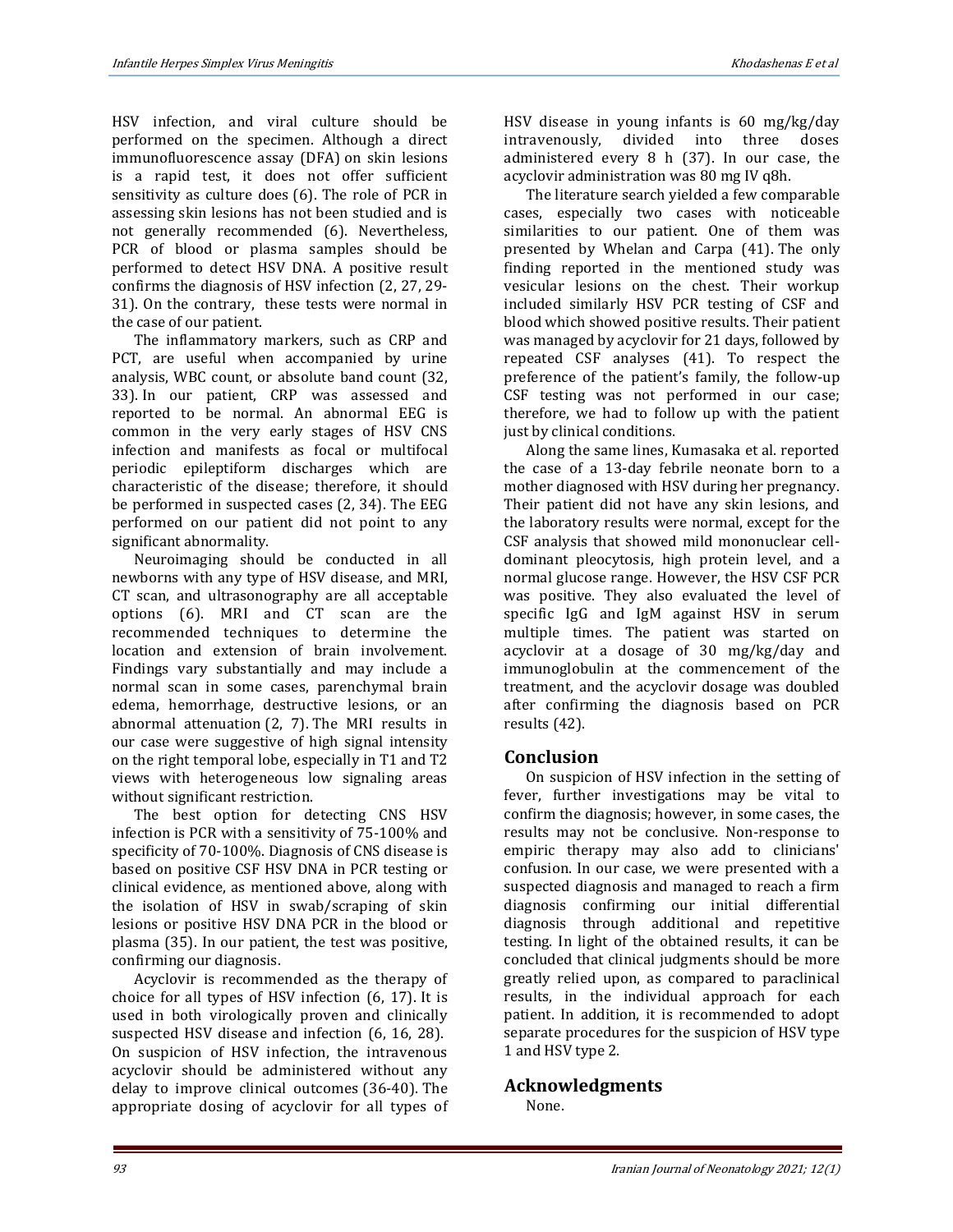HSV infection, and viral culture should be performed on the specimen. Although a direct immunofluorescence assay (DFA) on skin lesions is a rapid test, it does not offer sufficient sensitivity as culture does (6). The role of PCR in assessing skin lesions has not been studied and is not generally recommended (6). Nevertheless, PCR of blood or plasma samples should be performed to detect HSV DNA. A positive result confirms the diagnosis of HSV infection (2, 27, 29-31). On the contrary, these tests were normal in the case of our patient.

The inflammatory markers, such as CRP and PCT, are useful when accompanied by urine analysis, WBC count, or absolute band count (32, 33). In our patient, CRP was assessed and reported to be normal. An abnormal EEG is common in the very early stages of HSV CNS infection and manifests as focal or multifocal periodic epileptiform discharges which are characteristic of the disease; therefore, it should be performed in suspected cases (2, 34). The EEG performed on our patient did not point to any significant abnormality.

Neuroimaging should be conducted in all newborns with any type of HSV disease, and MRI, CT scan, and ultrasonography are all acceptable options (6). MRI and CT scan are the recommended techniques to determine the location and extension of brain involvement. Findings vary substantially and may include a normal scan in some cases, parenchymal brain edema, hemorrhage, destructive lesions, or an abnormal attenuation (2, 7). The MRI results in our case were suggestive of high signal intensity on the right temporal lobe, especially in T1 and T2 views with heterogeneous low signaling areas without significant restriction.

The best option for detecting CNS HSV infection is PCR with a sensitivity of 75-100% and specificity of 70-100%. Diagnosis of CNS disease is based on positive CSF HSV DNA in PCR testing or clinical evidence, as mentioned above, along with the isolation of HSV in swab/scraping of skin lesions or positive HSV DNA PCR in the blood or plasma (35). In our patient, the test was positive, confirming our diagnosis.

Acyclovir is recommended as the therapy of choice for all types of HSV infection (6, 17). It is used in both virologically proven and clinically suspected HSV disease and infection (6, 16, 28). On suspicion of HSV infection, the intravenous acyclovir should be administered without any delay to improve clinical outcomes (36-40). The appropriate dosing of acyclovir for all types of HSV disease in young infants is 60 mg/kg/day intravenously, divided into three doses administered every 8 h (37). In our case, the acyclovir administration was 80 mg IV q8h.

The literature search yielded a few comparable cases, especially two cases with noticeable similarities to our patient. One of them was presented by Whelan and Carpa (41). The only finding reported in the mentioned study was vesicular lesions on the chest. Their workup included similarly HSV PCR testing of CSF and blood which showed positive results. Their patient was managed by acyclovir for 21 days, followed by repeated CSF analyses (41). To respect the preference of the patient's family, the follow-up CSF testing was not performed in our case; therefore, we had to follow up with the patient just by clinical conditions.

Along the same lines, Kumasaka et al. reported the case of a 13-day febrile neonate born to a mother diagnosed with HSV during her pregnancy. Their patient did not have any skin lesions, and the laboratory results were normal, except for the CSF analysis that showed mild mononuclear cell-dominant pleocytosis, high protein level, and a normal glucose range. However, the HSV CSF PCR was positive. They also evaluated the level of specific IgG and IgM against HSV in serum multiple times. The patient was started on acyclovir at a dosage of 30 mg/kg/day and immunoglobulin at the commencement of the treatment, and the acyclovir dosage was doubled after confirming the diagnosis based on PCR results (42).

## Conclusion

On suspicion of HSV infection in the setting of fever, further investigations may be vital to confirm the diagnosis; however, in some cases, the results may not be conclusive. Non-response to empiric therapy may also add to clinicians' confusion. In our case, we were presented with a suspected diagnosis and managed to reach a firm diagnosis confirming our initial differential diagnosis through additional and repetitive testing. In light of the obtained results, it can be concluded that clinical judgments should be more greatly relied upon, as compared to paraclinical results, in the individual approach for each patient. In addition, it is recommended to adopt separate procedures for the suspicion of HSV type 1 and HSV type 2.

## Acknowledgments

None.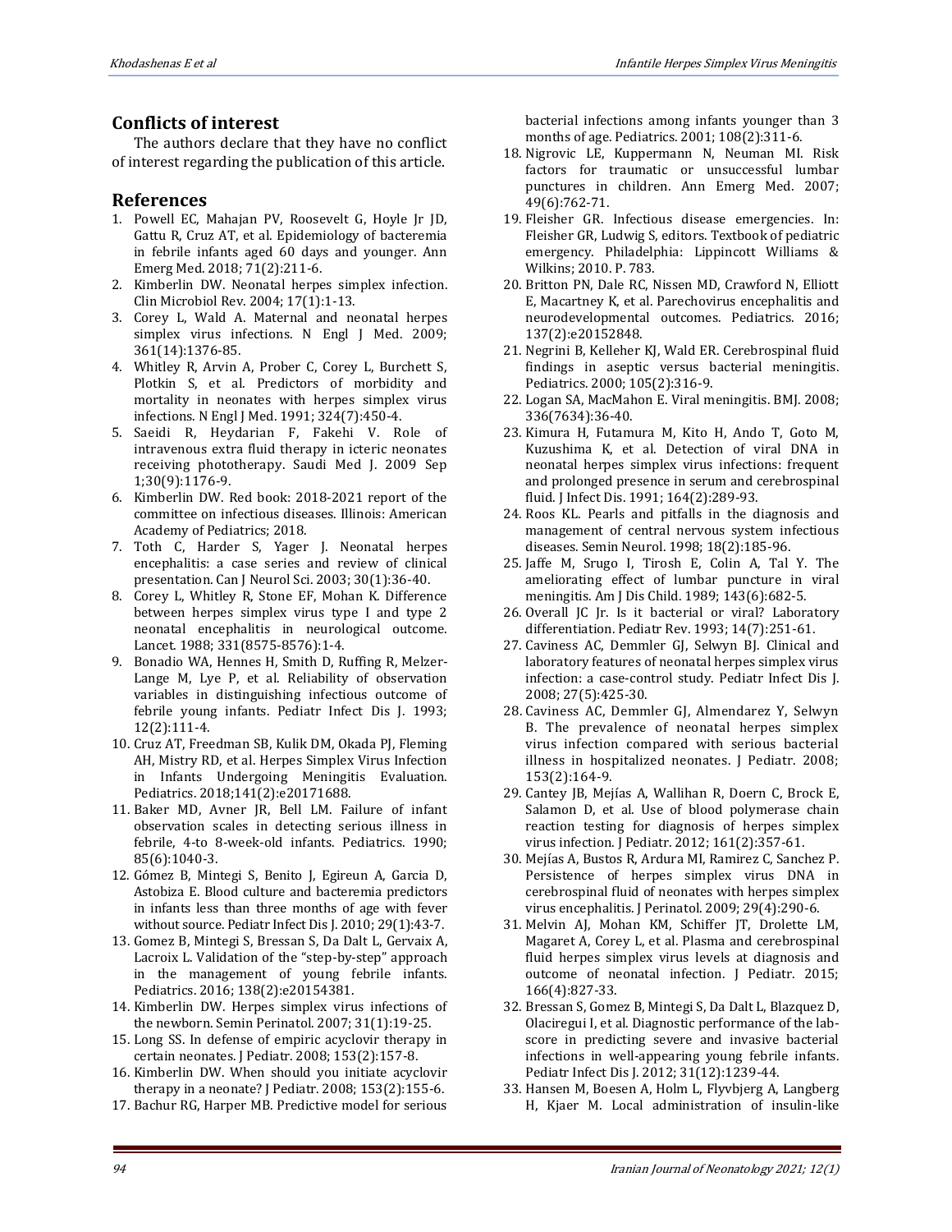## Conflicts of interest

The authors declare that they have no conflict of interest regarding the publication of this article.

## References

1. Powell EC, Mahajan PV, Roosevelt G, Hoyle Jr JD, Gattu R, Cruz AT, et al. Epidemiology of bacteremia in febrile infants aged 60 days and younger. Ann Emerg Med. 2018; 71(2):211-6.
2. Kimberlin DW. Neonatal herpes simplex infection. Clin Microbiol Rev. 2004; 17(1):1-13.
3. Corey L, Wald A. Maternal and neonatal herpes simplex virus infections. N Engl J Med. 2009; 361(14):1376-85.
4. Whitley R, Arvin A, Prober C, Corey L, Burchett S, Plotkin S, et al. Predictors of morbidity and mortality in neonates with herpes simplex virus infections. N Engl J Med. 1991; 324(7):450-4.
5. Saeidi R, Heydarian F, Fakehi V. Role of intravenous extra fluid therapy in icteric neonates receiving phototherapy. Saudi Med J. 2009 Sep 1;30(9):1176-9.
6. Kimberlin DW. Red book: 2018-2021 report of the committee on infectious diseases. Illinois: American Academy of Pediatrics; 2018.
7. Toth C, Harder S, Yager J. Neonatal herpes encephalitis: a case series and review of clinical presentation. Can J Neurol Sci. 2003; 30(1):36-40.
8. Corey L, Whitley R, Stone EF, Mohan K. Difference between herpes simplex virus type I and type 2 neonatal encephalitis in neurological outcome. Lancet. 1988; 331(8575-8576):1-4.
9. Bonadio WA, Hennes H, Smith D, Ruffing R, Melzer-Lange M, Lye P, et al. Reliability of observation variables in distinguishing infectious outcome of febrile young infants. Pediatr Infect Dis J. 1993; 12(2):111-4.
10. Cruz AT, Freedman SB, Kulik DM, Okada PJ, Fleming AH, Mistry RD, et al. Herpes Simplex Virus Infection in Infants Undergoing Meningitis Evaluation. Pediatrics. 2018;141(2):e20171688.
11. Baker MD, Avner JR, Bell LM. Failure of infant observation scales in detecting serious illness in febrile, 4-to 8-week-old infants. Pediatrics. 1990; 85(6):1040-3.
12. Gómez B, Mintegi S, Benito J, Egireun A, Garcia D, Astobiza E. Blood culture and bacteremia predictors in infants less than three months of age with fever without source. Pediatr Infect Dis J. 2010; 29(1):43-7.
13. Gomez B, Mintegi S, Bressan S, Da Dalt L, Gervaix A, Lacroix L. Validation of the "step-by-step" approach in the management of young febrile infants. Pediatrics. 2016; 138(2):e20154381.
14. Kimberlin DW. Herpes simplex virus infections of the newborn. Semin Perinatol. 2007; 31(1):19-25.
15. Long SS. In defense of empiric acyclovir therapy in certain neonates. J Pediatr. 2008; 153(2):157-8.
16. Kimberlin DW. When should you initiate acyclovir therapy in a neonate? J Pediatr. 2008; 153(2):155-6.
17. Bachur RG, Harper MB. Predictive model for serious bacterial infections among infants younger than 3 months of age. Pediatrics. 2001; 108(2):311-6.
18. Nigrovic LE, Kuppermann N, Neuman MI. Risk factors for traumatic or unsuccessful lumbar punctures in children. Ann Emerg Med. 2007; 49(6):762-71.
19. Fleisher GR. Infectious disease emergencies. In: Fleisher GR, Ludwig S, editors. Textbook of pediatric emergency. Philadelphia: Lippincott Williams & Wilkins; 2010. P. 783.
20. Britton PN, Dale RC, Nissen MD, Crawford N, Elliott E, Macartney K, et al. Parechovirus encephalitis and neurodevelopmental outcomes. Pediatrics. 2016; 137(2):e20152848.
21. Negrini B, Kelleher KJ, Wald ER. Cerebrospinal fluid findings in aseptic versus bacterial meningitis. Pediatrics. 2000; 105(2):316-9.
22. Logan SA, MacMahon E. Viral meningitis. BMJ. 2008; 336(7634):36-40.
23. Kimura H, Futamura M, Kito H, Ando T, Goto M, Kuzushima K, et al. Detection of viral DNA in neonatal herpes simplex virus infections: frequent and prolonged presence in serum and cerebrospinal fluid. J Infect Dis. 1991; 164(2):289-93.
24. Roos KL. Pearls and pitfalls in the diagnosis and management of central nervous system infectious diseases. Semin Neurol. 1998; 18(2):185-96.
25. Jaffe M, Srugo I, Tirosh E, Colin A, Tal Y. The ameliorating effect of lumbar puncture in viral meningitis. Am J Dis Child. 1989; 143(6):682-5.
26. Overall JC Jr. Is it bacterial or viral? Laboratory differentiation. Pediatr Rev. 1993; 14(7):251-61.
27. Caviness AC, Demmler GJ, Selwyn BJ. Clinical and laboratory features of neonatal herpes simplex virus infection: a case-control study. Pediatr Infect Dis J. 2008; 27(5):425-30.
28. Caviness AC, Demmler GJ, Almendarez Y, Selwyn B. The prevalence of neonatal herpes simplex virus infection compared with serious bacterial illness in hospitalized neonates. J Pediatr. 2008; 153(2):164-9.
29. Cantey JB, Mejías A, Wallihan R, Doern C, Brock E, Salamon D, et al. Use of blood polymerase chain reaction testing for diagnosis of herpes simplex virus infection. J Pediatr. 2012; 161(2):357-61.
30. Mejías A, Bustos R, Ardura MI, Ramirez C, Sanchez P. Persistence of herpes simplex virus DNA in cerebrospinal fluid of neonates with herpes simplex virus encephalitis. J Perinatol. 2009; 29(4):290-6.
31. Melvin AJ, Mohan KM, Schiffer JT, Drolette LM, Magaret A, Corey L, et al. Plasma and cerebrospinal fluid herpes simplex virus levels at diagnosis and outcome of neonatal infection. J Pediatr. 2015; 166(4):827-33.
32. Bressan S, Gomez B, Mintegi S, Da Dalt L, Blazquez D, Olaciregui I, et al. Diagnostic performance of the lab-score in predicting severe and invasive bacterial infections in well-appearing young febrile infants. Pediatr Infect Dis J. 2012; 31(12):1239-44.
33. Hansen M, Boesen A, Holm L, Flyvbjerg A, Langberg H, Kjaer M. Local administration of insulin-like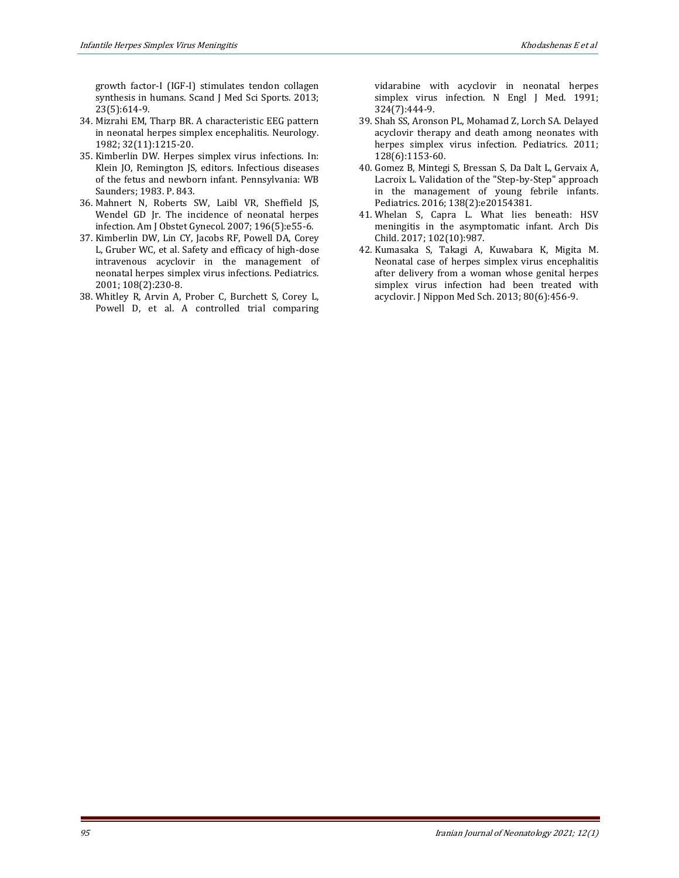growth factor-I (IGF-I) stimulates tendon collagen synthesis in humans. Scand J Med Sci Sports. 2013; 23(5):614-9.

34. Mizrahi EM, Tharp BR. A characteristic EEG pattern in neonatal herpes simplex encephalitis. Neurology. 1982; 32(11):1215-20.
35. Kimberlin DW. Herpes simplex virus infections. In: Klein JO, Remington JS, editors. Infectious diseases of the fetus and newborn infant. Pennsylvania: WB Saunders; 1983. P. 843.
36. Mahnert N, Roberts SW, Laibl VR, Sheffield JS, Wendel GD Jr. The incidence of neonatal herpes infection. Am J Obstet Gynecol. 2007; 196(5):e55-6.
37. Kimberlin DW, Lin CY, Jacobs RF, Powell DA, Corey L, Gruber WC, et al. Safety and efficacy of high-dose intravenous acyclovir in the management of neonatal herpes simplex virus infections. Pediatrics. 2001; 108(2):230-8.
38. Whitley R, Arvin A, Prober C, Burchett S, Corey L, Powell D, et al. A controlled trial comparing vidarabine with acyclovir in neonatal herpes simplex virus infection. N Engl J Med. 1991; 324(7):444-9.
39. Shah SS, Aronson PL, Mohamad Z, Lorch SA. Delayed acyclovir therapy and death among neonates with herpes simplex virus infection. Pediatrics. 2011; 128(6):1153-60.
40. Gomez B, Mintegi S, Bressan S, Da Dalt L, Gervaix A, Lacroix L. Validation of the "Step-by-Step" approach in the management of young febrile infants. Pediatrics. 2016; 138(2):e20154381.
41. Whelan S, Capra L. What lies beneath: HSV meningitis in the asymptomatic infant. Arch Dis Child. 2017; 102(10):987.
42. Kumasaka S, Takagi A, Kuwabara K, Migita M. Neonatal case of herpes simplex virus encephalitis after delivery from a woman whose genital herpes simplex virus infection had been treated with acyclovir. J Nippon Med Sch. 2013; 80(6):456-9.